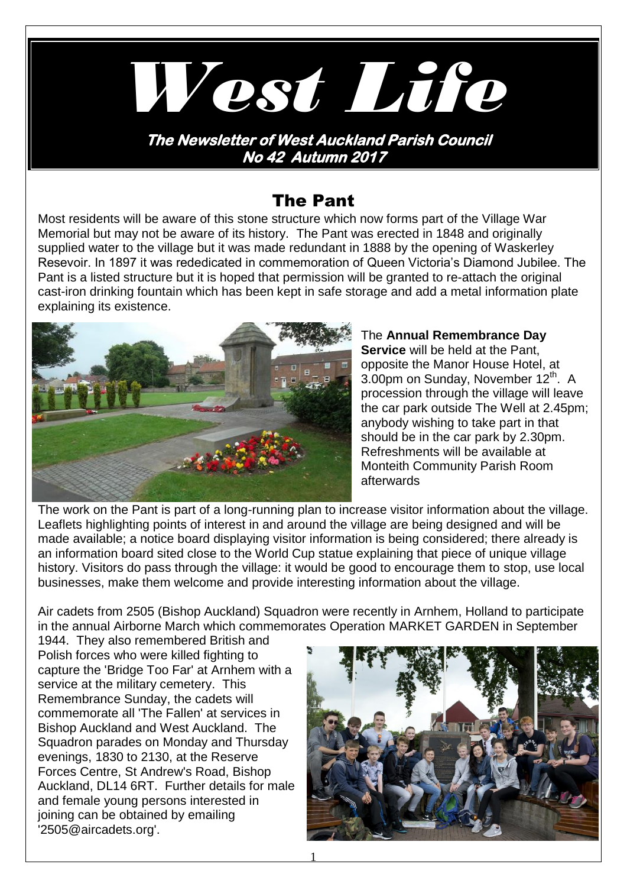# West Life

**The Newsletter of West Auckland Parish Council**
**No 42 Autumn 2017**

## The Pant

Most residents will be aware of this stone structure which now forms part of the Village War Memorial but may not be aware of its history. The Pant was erected in 1848 and originally supplied water to the village but it was made redundant in 1888 by the opening of Waskerley Resevoir. In 1897 it was rededicated in commemoration of Queen Victoria's Diamond Jubilee. The Pant is a listed structure but it is hoped that permission will be granted to re-attach the original cast-iron drinking fountain which has been kept in safe storage and add a metal information plate explaining its existence.

The **Annual Remembrance Day Service** will be held at the Pant, opposite the Manor House Hotel, at 3.00pm on Sunday, November 12th. A procession through the village will leave the car park outside The Well at 2.45pm; anybody wishing to take part in that should be in the car park by 2.30pm. Refreshments will be available at Monteith Community Parish Room afterwards

The work on the Pant is part of a long-running plan to increase visitor information about the village. Leaflets highlighting points of interest in and around the village are being designed and will be made available; a notice board displaying visitor information is being considered; there already is an information board sited close to the World Cup statue explaining that piece of unique village history. Visitors do pass through the village: it would be good to encourage them to stop, use local businesses, make them welcome and provide interesting information about the village.

Air cadets from 2505 (Bishop Auckland) Squadron were recently in Arnhem, Holland to participate in the annual Airborne March which commemorates Operation MARKET GARDEN in September 1944. They also remembered British and Polish forces who were killed fighting to capture the 'Bridge Too Far' at Arnhem with a service at the military cemetery. This Remembrance Sunday, the cadets will commemorate all 'The Fallen' at services in Bishop Auckland and West Auckland. The Squadron parades on Monday and Thursday evenings, 1830 to 2130, at the Reserve Forces Centre, St Andrew's Road, Bishop Auckland, DL14 6RT. Further details for male and female young persons interested in joining can be obtained by emailing '2505@aircadets.org'.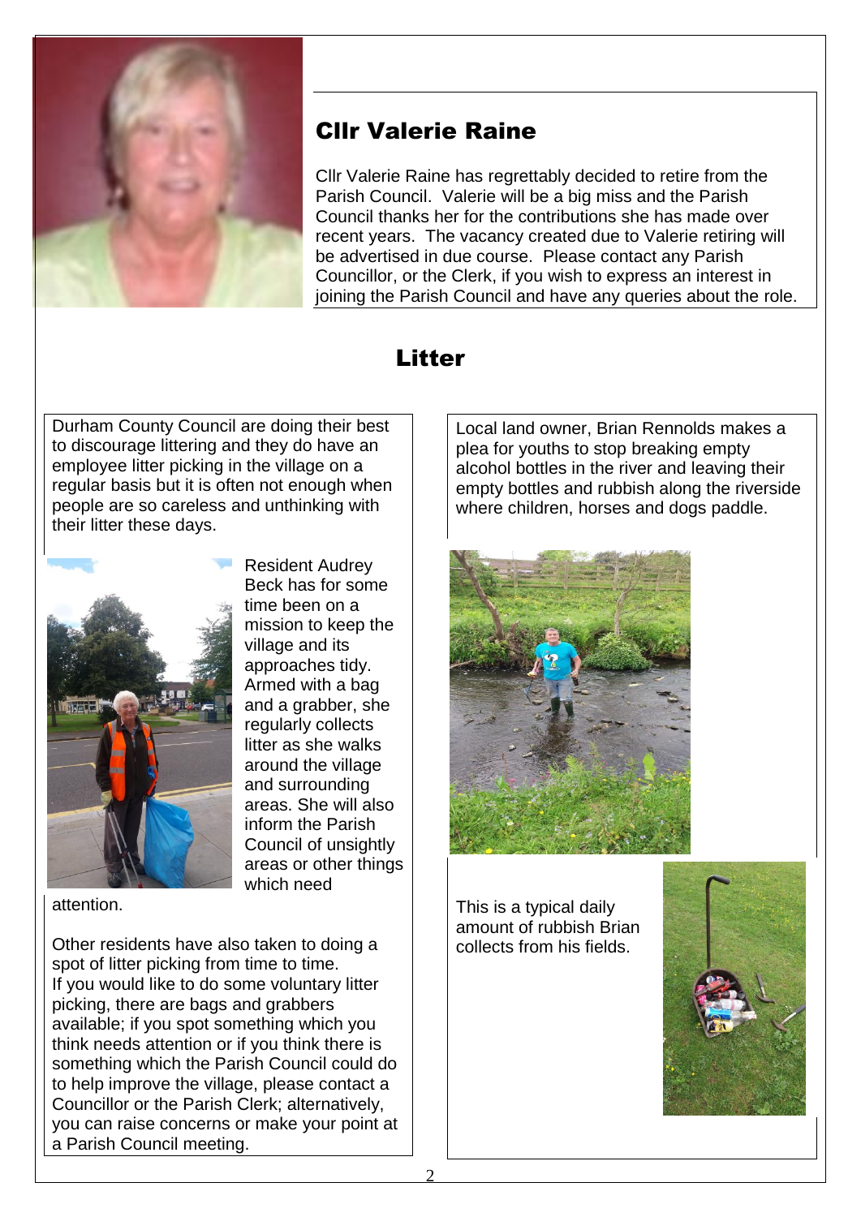## Cllr Valerie Raine

Cllr Valerie Raine has regrettably decided to retire from the Parish Council. Valerie will be a big miss and the Parish Council thanks her for the contributions she has made over recent years. The vacancy created due to Valerie retiring will be advertised in due course. Please contact any Parish Councillor, or the Clerk, if you wish to express an interest in joining the Parish Council and have any queries about the role.

## Litter

Durham County Council are doing their best to discourage littering and they do have an employee litter picking in the village on a regular basis but it is often not enough when people are so careless and unthinking with their litter these days.

Resident Audrey Beck has for some time been on a mission to keep the village and its approaches tidy. Armed with a bag and a grabber, she regularly collects litter as she walks around the village and surrounding areas. She will also inform the Parish Council of unsightly areas or other things which need attention.

Other residents have also taken to doing a spot of litter picking from time to time. If you would like to do some voluntary litter picking, there are bags and grabbers available; if you spot something which you think needs attention or if you think there is something which the Parish Council could do to help improve the village, please contact a Councillor or the Parish Clerk; alternatively, you can raise concerns or make your point at a Parish Council meeting.

Local land owner, Brian Rennolds makes a plea for youths to stop breaking empty alcohol bottles in the river and leaving their empty bottles and rubbish along the riverside where children, horses and dogs paddle.

This is a typical daily amount of rubbish Brian collects from his fields.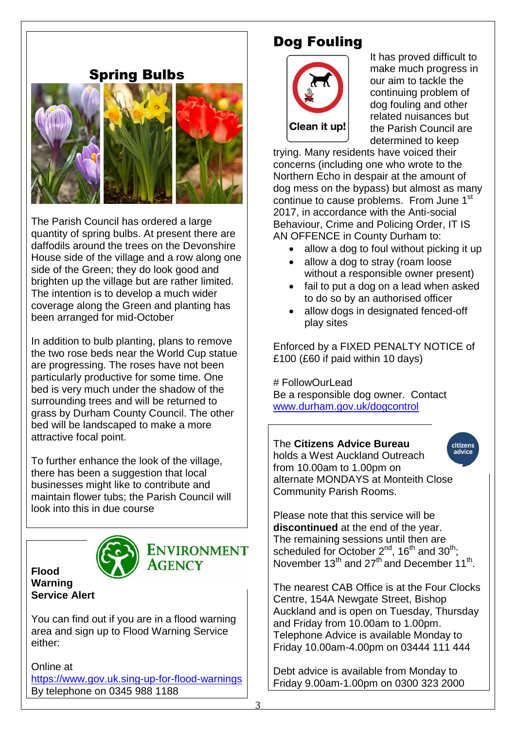## Spring Bulbs

The Parish Council has ordered a large quantity of spring bulbs. At present there are daffodils around the trees on the Devonshire House side of the village and a row along one side of the Green; they do look good and brighten up the village but are rather limited. The intention is to develop a much wider coverage along the Green and planting has been arranged for mid-October

In addition to bulb planting, plans to remove the two rose beds near the World Cup statue are progressing. The roses have not been particularly productive for some time. One bed is very much under the shadow of the surrounding trees and will be returned to grass by Durham County Council. The other bed will be landscaped to make a more attractive focal point.

To further enhance the look of the village, there has been a suggestion that local businesses might like to contribute and maintain flower tubs; the Parish Council will look into this in due course

**Flood Warning Service Alert**

ENVIRONMENT AGENCY

You can find out if you are in a flood warning area and sign up to Flood Warning Service either:

Online at
https://www.gov.uk.sing-up-for-flood-warnings
By telephone on 0345 988 1188

## Dog Fouling

Clean it up!

It has proved difficult to make much progress in our aim to tackle the continuing problem of dog fouling and other related nuisances but the Parish Council are determined to keep trying. Many residents have voiced their concerns (including one who wrote to the Northern Echo in despair at the amount of dog mess on the bypass) but almost as many continue to cause problems. From June 1st 2017, in accordance with the Anti-social Behaviour, Crime and Policing Order, IT IS AN OFFENCE in County Durham to:

- allow a dog to foul without picking it up
- allow a dog to stray (roam loose without a responsible owner present)
- fail to put a dog on a lead when asked to do so by an authorised officer
- allow dogs in designated fenced-off play sites

Enforced by a FIXED PENALTY NOTICE of £100 (£60 if paid within 10 days)

# FollowOurLead
Be a responsible dog owner. Contact www.durham.gov.uk/dogcontrol

citizens advice

The **Citizens Advice Bureau** holds a West Auckland Outreach from 10.00am to 1.00pm on alternate MONDAYS at Monteith Close Community Parish Rooms.

Please note that this service will be **discontinued** at the end of the year. The remaining sessions until then are scheduled for October 2nd, 16th and 30th; November 13th and 27th and December 11th.

The nearest CAB Office is at the Four Clocks Centre, 154A Newgate Street, Bishop Auckland and is open on Tuesday, Thursday and Friday from 10.00am to 1.00pm. Telephone Advice is available Monday to Friday 10.00am-4.00pm on 03444 111 444

Debt advice is available from Monday to Friday 9.00am-1.00pm on 0300 323 2000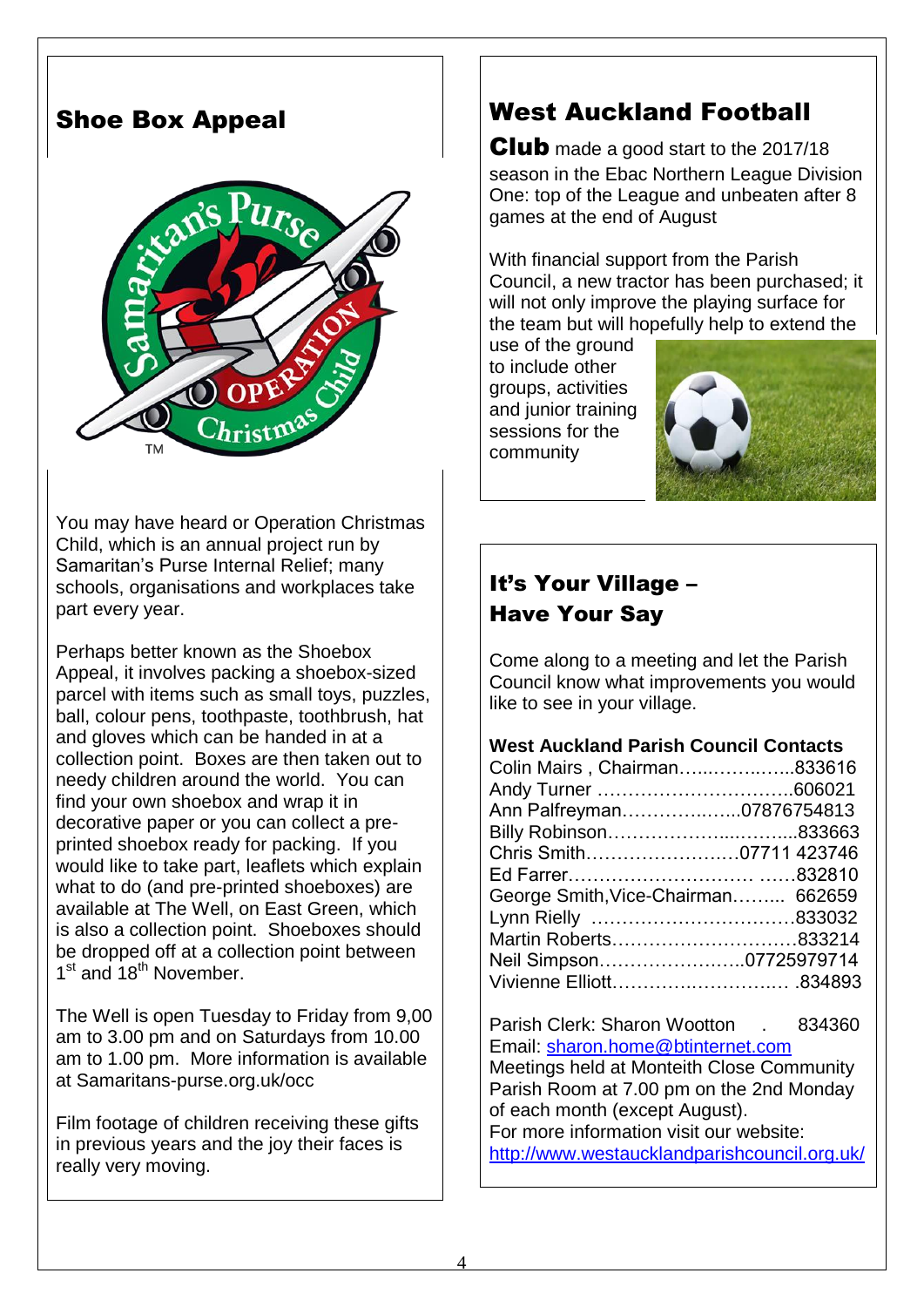## Shoe Box Appeal

You may have heard or Operation Christmas Child, which is an annual project run by Samaritan's Purse Internal Relief; many schools, organisations and workplaces take part every year.

Perhaps better known as the Shoebox Appeal, it involves packing a shoebox-sized parcel with items such as small toys, puzzles, ball, colour pens, toothpaste, toothbrush, hat and gloves which can be handed in at a collection point. Boxes are then taken out to needy children around the world. You can find your own shoebox and wrap it in decorative paper or you can collect a pre-printed shoebox ready for packing. If you would like to take part, leaflets which explain what to do (and pre-printed shoeboxes) are available at The Well, on East Green, which is also a collection point. Shoeboxes should be dropped off at a collection point between 1st and 18th November.

The Well is open Tuesday to Friday from 9,00 am to 3.00 pm and on Saturdays from 10.00 am to 1.00 pm. More information is available at Samaritans-purse.org.uk/occ

Film footage of children receiving these gifts in previous years and the joy their faces is really very moving.

## West Auckland Football Club

**West Auckland Football Club** made a good start to the 2017/18 season in the Ebac Northern League Division One: top of the League and unbeaten after 8 games at the end of August

With financial support from the Parish Council, a new tractor has been purchased; it will not only improve the playing surface for the team but will hopefully help to extend the use of the ground to include other groups, activities and junior training sessions for the community

## It's Your Village – Have Your Say

Come along to a meeting and let the Parish Council know what improvements you would like to see in your village.

**West Auckland Parish Council Contacts**

Colin Mairs , Chairman…...……..…...833616
Andy Turner …………………………..606021
Ann Palfreyman……………..…..07876754813
Billy Robinson………………...……....833663
Chris Smith…………………..…07711 423746
Ed Farrer………………………… ……832810
George Smith,Vice-Chairman…….... 662659
Lynn Rielly ……………………….……833032
Martin Roberts…………………………833214
Neil Simpson……………….…..07725979714
Vivienne Elliott…………..…………..… .834893

Parish Clerk: Sharon Wootton . 834360
Email: sharon.home@btinternet.com
Meetings held at Monteith Close Community Parish Room at 7.00 pm on the 2nd Monday of each month (except August).
For more information visit our website:
http://www.westaucklandparishcouncil.org.uk/